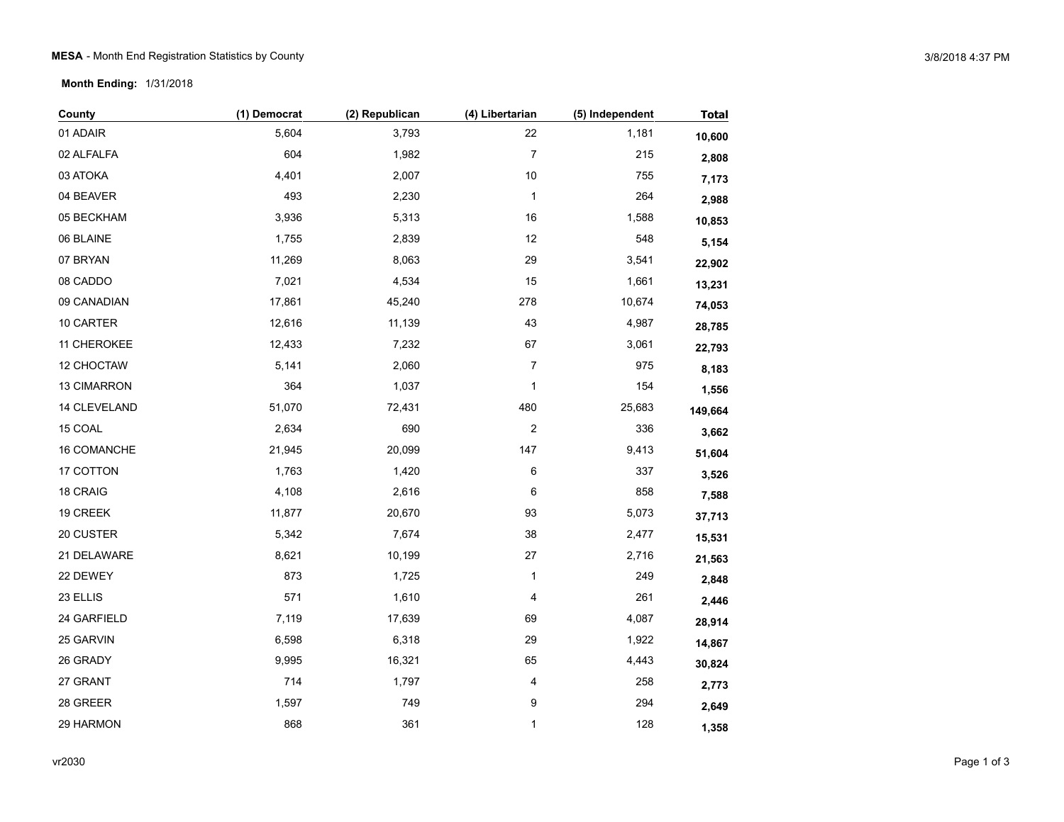**MESA** - Month End Registration Statistics by County

**Month Ending:** 1/31/2018

| County | (1) Democrat | (2) Republican | (4) Libertarian | (5) Independent | Total |
|---|---|---|---|---|---|
| 01 ADAIR | 5,604 | 3,793 | 22 | 1,181 | **10,600** |
| 02 ALFALFA | 604 | 1,982 | 7 | 215 | **2,808** |
| 03 ATOKA | 4,401 | 2,007 | 10 | 755 | **7,173** |
| 04 BEAVER | 493 | 2,230 | 1 | 264 | **2,988** |
| 05 BECKHAM | 3,936 | 5,313 | 16 | 1,588 | **10,853** |
| 06 BLAINE | 1,755 | 2,839 | 12 | 548 | **5,154** |
| 07 BRYAN | 11,269 | 8,063 | 29 | 3,541 | **22,902** |
| 08 CADDO | 7,021 | 4,534 | 15 | 1,661 | **13,231** |
| 09 CANADIAN | 17,861 | 45,240 | 278 | 10,674 | **74,053** |
| 10 CARTER | 12,616 | 11,139 | 43 | 4,987 | **28,785** |
| 11 CHEROKEE | 12,433 | 7,232 | 67 | 3,061 | **22,793** |
| 12 CHOCTAW | 5,141 | 2,060 | 7 | 975 | **8,183** |
| 13 CIMARRON | 364 | 1,037 | 1 | 154 | **1,556** |
| 14 CLEVELAND | 51,070 | 72,431 | 480 | 25,683 | **149,664** |
| 15 COAL | 2,634 | 690 | 2 | 336 | **3,662** |
| 16 COMANCHE | 21,945 | 20,099 | 147 | 9,413 | **51,604** |
| 17 COTTON | 1,763 | 1,420 | 6 | 337 | **3,526** |
| 18 CRAIG | 4,108 | 2,616 | 6 | 858 | **7,588** |
| 19 CREEK | 11,877 | 20,670 | 93 | 5,073 | **37,713** |
| 20 CUSTER | 5,342 | 7,674 | 38 | 2,477 | **15,531** |
| 21 DELAWARE | 8,621 | 10,199 | 27 | 2,716 | **21,563** |
| 22 DEWEY | 873 | 1,725 | 1 | 249 | **2,848** |
| 23 ELLIS | 571 | 1,610 | 4 | 261 | **2,446** |
| 24 GARFIELD | 7,119 | 17,639 | 69 | 4,087 | **28,914** |
| 25 GARVIN | 6,598 | 6,318 | 29 | 1,922 | **14,867** |
| 26 GRADY | 9,995 | 16,321 | 65 | 4,443 | **30,824** |
| 27 GRANT | 714 | 1,797 | 4 | 258 | **2,773** |
| 28 GREER | 1,597 | 749 | 9 | 294 | **2,649** |
| 29 HARMON | 868 | 361 | 1 | 128 | **1,358** |

vr2030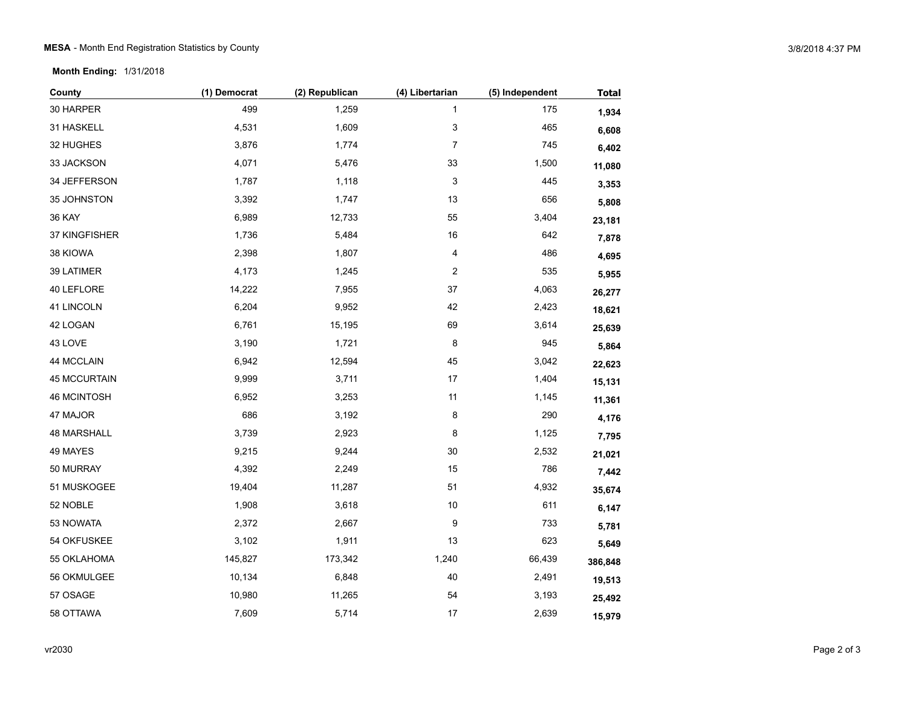**MESA** - Month End Registration Statistics by County

**Month Ending:** 1/31/2018

| County | (1) Democrat | (2) Republican | (4) Libertarian | (5) Independent | Total |
|---|---|---|---|---|---|
| 30 HARPER | 499 | 1,259 | 1 | 175 | **1,934** |
| 31 HASKELL | 4,531 | 1,609 | 3 | 465 | **6,608** |
| 32 HUGHES | 3,876 | 1,774 | 7 | 745 | **6,402** |
| 33 JACKSON | 4,071 | 5,476 | 33 | 1,500 | **11,080** |
| 34 JEFFERSON | 1,787 | 1,118 | 3 | 445 | **3,353** |
| 35 JOHNSTON | 3,392 | 1,747 | 13 | 656 | **5,808** |
| 36 KAY | 6,989 | 12,733 | 55 | 3,404 | **23,181** |
| 37 KINGFISHER | 1,736 | 5,484 | 16 | 642 | **7,878** |
| 38 KIOWA | 2,398 | 1,807 | 4 | 486 | **4,695** |
| 39 LATIMER | 4,173 | 1,245 | 2 | 535 | **5,955** |
| 40 LEFLORE | 14,222 | 7,955 | 37 | 4,063 | **26,277** |
| 41 LINCOLN | 6,204 | 9,952 | 42 | 2,423 | **18,621** |
| 42 LOGAN | 6,761 | 15,195 | 69 | 3,614 | **25,639** |
| 43 LOVE | 3,190 | 1,721 | 8 | 945 | **5,864** |
| 44 MCCLAIN | 6,942 | 12,594 | 45 | 3,042 | **22,623** |
| 45 MCCURTAIN | 9,999 | 3,711 | 17 | 1,404 | **15,131** |
| 46 MCINTOSH | 6,952 | 3,253 | 11 | 1,145 | **11,361** |
| 47 MAJOR | 686 | 3,192 | 8 | 290 | **4,176** |
| 48 MARSHALL | 3,739 | 2,923 | 8 | 1,125 | **7,795** |
| 49 MAYES | 9,215 | 9,244 | 30 | 2,532 | **21,021** |
| 50 MURRAY | 4,392 | 2,249 | 15 | 786 | **7,442** |
| 51 MUSKOGEE | 19,404 | 11,287 | 51 | 4,932 | **35,674** |
| 52 NOBLE | 1,908 | 3,618 | 10 | 611 | **6,147** |
| 53 NOWATA | 2,372 | 2,667 | 9 | 733 | **5,781** |
| 54 OKFUSKEE | 3,102 | 1,911 | 13 | 623 | **5,649** |
| 55 OKLAHOMA | 145,827 | 173,342 | 1,240 | 66,439 | **386,848** |
| 56 OKMULGEE | 10,134 | 6,848 | 40 | 2,491 | **19,513** |
| 57 OSAGE | 10,980 | 11,265 | 54 | 3,193 | **25,492** |
| 58 OTTAWA | 7,609 | 5,714 | 17 | 2,639 | **15,979** |

vr2030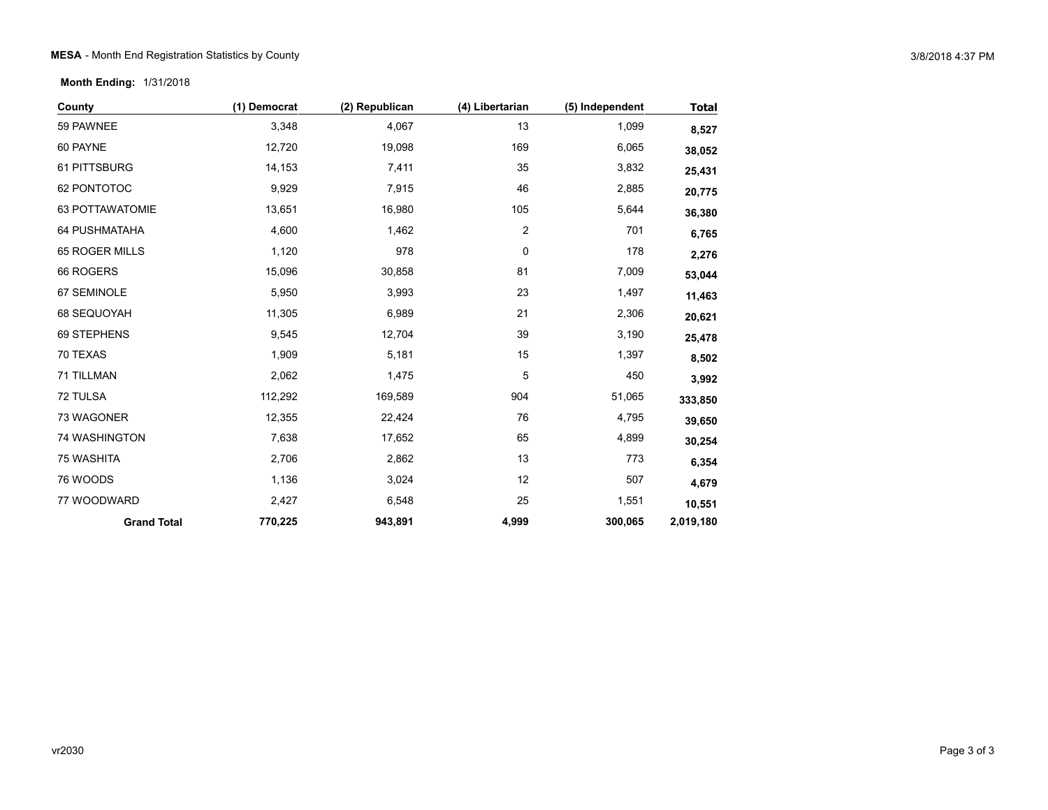**MESA** - Month End Registration Statistics by County

3/8/2018 4:37 PM

**Month Ending:** 1/31/2018

| County | (1) Democrat | (2) Republican | (4) Libertarian | (5) Independent | Total |
|---|---|---|---|---|---|
| 59 PAWNEE | 3,348 | 4,067 | 13 | 1,099 | **8,527** |
| 60 PAYNE | 12,720 | 19,098 | 169 | 6,065 | **38,052** |
| 61 PITTSBURG | 14,153 | 7,411 | 35 | 3,832 | **25,431** |
| 62 PONTOTOC | 9,929 | 7,915 | 46 | 2,885 | **20,775** |
| 63 POTTAWATOMIE | 13,651 | 16,980 | 105 | 5,644 | **36,380** |
| 64 PUSHMATAHA | 4,600 | 1,462 | 2 | 701 | **6,765** |
| 65 ROGER MILLS | 1,120 | 978 | 0 | 178 | **2,276** |
| 66 ROGERS | 15,096 | 30,858 | 81 | 7,009 | **53,044** |
| 67 SEMINOLE | 5,950 | 3,993 | 23 | 1,497 | **11,463** |
| 68 SEQUOYAH | 11,305 | 6,989 | 21 | 2,306 | **20,621** |
| 69 STEPHENS | 9,545 | 12,704 | 39 | 3,190 | **25,478** |
| 70 TEXAS | 1,909 | 5,181 | 15 | 1,397 | **8,502** |
| 71 TILLMAN | 2,062 | 1,475 | 5 | 450 | **3,992** |
| 72 TULSA | 112,292 | 169,589 | 904 | 51,065 | **333,850** |
| 73 WAGONER | 12,355 | 22,424 | 76 | 4,795 | **39,650** |
| 74 WASHINGTON | 7,638 | 17,652 | 65 | 4,899 | **30,254** |
| 75 WASHITA | 2,706 | 2,862 | 13 | 773 | **6,354** |
| 76 WOODS | 1,136 | 3,024 | 12 | 507 | **4,679** |
| 77 WOODWARD | 2,427 | 6,548 | 25 | 1,551 | **10,551** |
| **Grand Total** | **770,225** | **943,891** | **4,999** | **300,065** | **2,019,180** |

vr2030